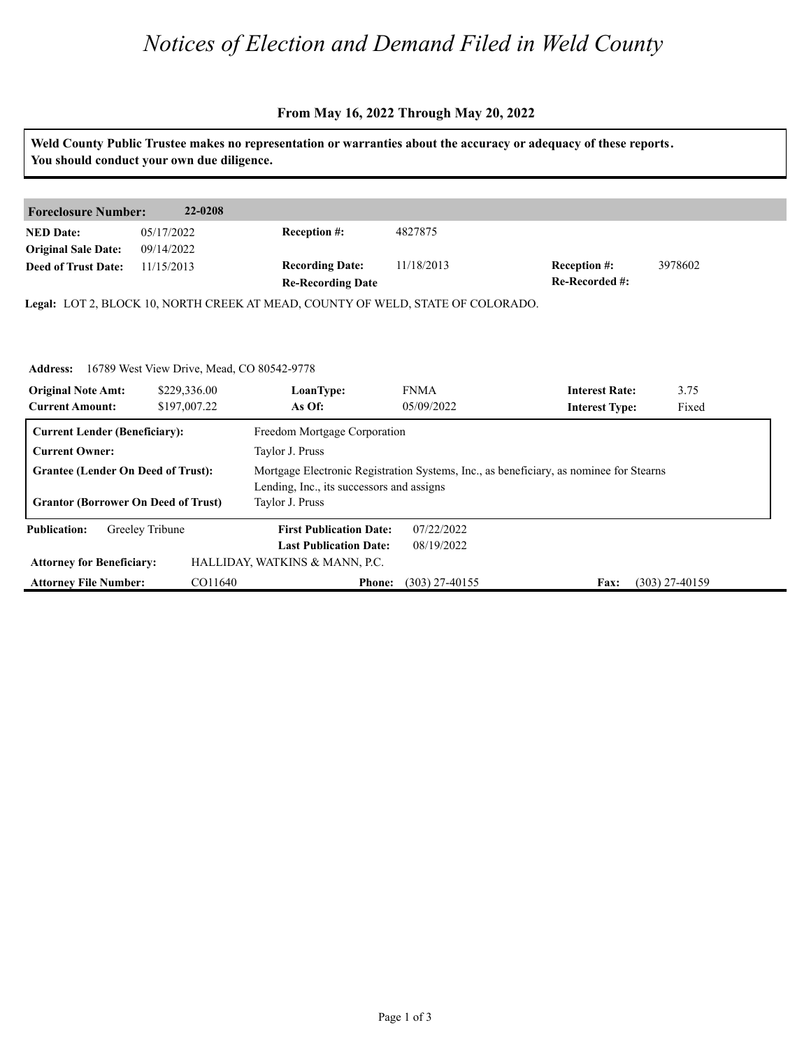# *Notices of Election and Demand Filed in Weld County*

**From May 16, 2022 Through May 20, 2022**

**Weld County Public Trustee makes no representation or warranties about the accuracy or adequacy of these reports. You should conduct your own due diligence.**

| **Foreclosure Number:** | **22-0208** | | | | |
|---|---|---|---|---|---|
| **NED Date:** | 05/17/2022 | **Reception #:** | 4827875 | | |
| **Original Sale Date:** | 09/14/2022 | | | | |
| **Deed of Trust Date:** | 11/15/2013 | **Recording Date:** | 11/18/2013 | **Reception #:** | 3978602 |
| | | **Re-Recording Date** | | **Re-Recorded #:** | |

**Legal:** LOT 2, BLOCK 10, NORTH CREEK AT MEAD, COUNTY OF WELD, STATE OF COLORADO.

**Address:** 16789 West View Drive, Mead, CO 80542-9778

| **Original Note Amt:** | $229,336.00 | **LoanType:** | FNMA | **Interest Rate:** | 3.75 |
|---|---|---|---|---|---|
| **Current Amount:** | $197,007.22 | **As Of:** | 05/09/2022 | **Interest Type:** | Fixed |

| | |
|---|---|
| **Current Lender (Beneficiary):** | Freedom Mortgage Corporation |
| **Current Owner:** | Taylor J. Pruss |
| **Grantee (Lender On Deed of Trust):** | Mortgage Electronic Registration Systems, Inc., as beneficiary, as nominee for Stearns Lending, Inc., its successors and assigns |
| **Grantor (Borrower On Deed of Trust)** | Taylor J. Pruss |

| **Publication:** | Greeley Tribune | **First Publication Date:** | 07/22/2022 | | |
|---|---|---|---|---|---|
| | | **Last Publication Date:** | 08/19/2022 | | |
| **Attorney for Beneficiary:** | HALLIDAY, WATKINS & MANN, P.C. | | | | |
| **Attorney File Number:** | CO11640 | **Phone:** | (303) 27-40155 | **Fax:** | (303) 27-40159 |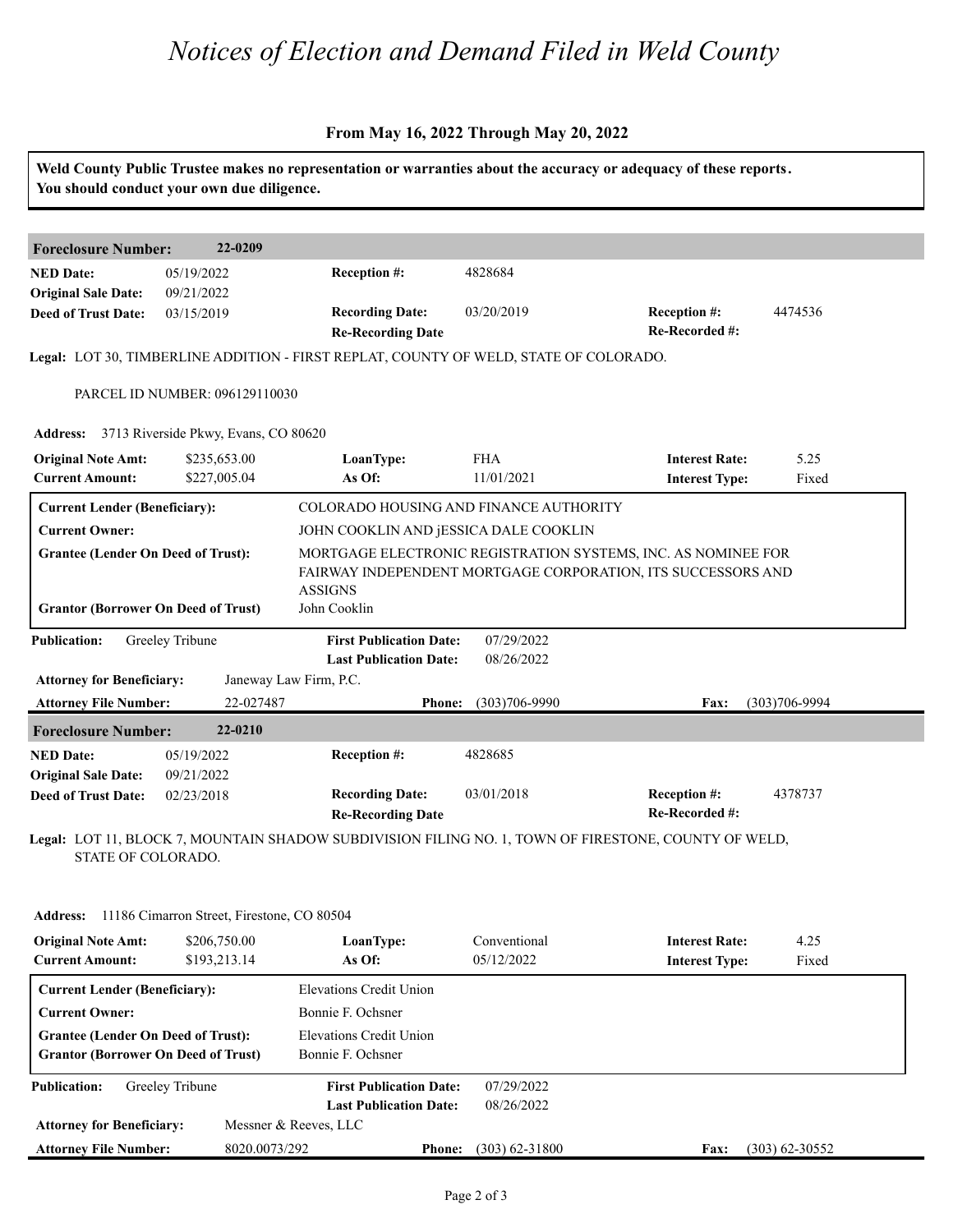# Notices of Election and Demand Filed in Weld County

### From May 16, 2022 Through May 20, 2022

**Weld County Public Trustee makes no representation or warranties about the accuracy or adequacy of these reports. You should conduct your own due diligence.**

---

**Foreclosure Number:** 22-0209

| | | | | | |
|---|---|---|---|---|---|
| **NED Date:** | 05/19/2022 | **Reception #:** | 4828684 | | |
| **Original Sale Date:** | 09/21/2022 | | | | |
| **Deed of Trust Date:** | 03/15/2019 | **Recording Date:** | 03/20/2019 | **Reception #:** | 4474536 |
| | | **Re-Recording Date** | | **Re-Recorded #:** | |

**Legal:** LOT 30, TIMBERLINE ADDITION - FIRST REPLAT, COUNTY OF WELD, STATE OF COLORADO.

PARCEL ID NUMBER: 096129110030

**Address:** 3713 Riverside Pkwy, Evans, CO 80620

| | | | | | |
|---|---|---|---|---|---|
| **Original Note Amt:** | $235,653.00 | **LoanType:** | FHA | **Interest Rate:** | 5.25 |
| **Current Amount:** | $227,005.04 | **As Of:** | 11/01/2021 | **Interest Type:** | Fixed |

| | |
|---|---|
| **Current Lender (Beneficiary):** | COLORADO HOUSING AND FINANCE AUTHORITY |
| **Current Owner:** | JOHN COOKLIN AND jESSICA DALE COOKLIN |
| **Grantee (Lender On Deed of Trust):** | MORTGAGE ELECTRONIC REGISTRATION SYSTEMS, INC. AS NOMINEE FOR FAIRWAY INDEPENDENT MORTGAGE CORPORATION, ITS SUCCESSORS AND ASSIGNS |
| **Grantor (Borrower On Deed of Trust)** | John Cooklin |

| | | | | | |
|---|---|---|---|---|---|
| **Publication:** | Greeley Tribune | **First Publication Date:** | 07/29/2022 | | |
| | | **Last Publication Date:** | 08/26/2022 | | |
| **Attorney for Beneficiary:** | Janeway Law Firm, P.C. | | | | |
| **Attorney File Number:** | 22-027487 | **Phone:** | (303)706-9990 | **Fax:** | (303)706-9994 |

---

**Foreclosure Number:** 22-0210

| | | | | | |
|---|---|---|---|---|---|
| **NED Date:** | 05/19/2022 | **Reception #:** | 4828685 | | |
| **Original Sale Date:** | 09/21/2022 | | | | |
| **Deed of Trust Date:** | 02/23/2018 | **Recording Date:** | 03/01/2018 | **Reception #:** | 4378737 |
| | | **Re-Recording Date** | | **Re-Recorded #:** | |

**Legal:** LOT 11, BLOCK 7, MOUNTAIN SHADOW SUBDIVISION FILING NO. 1, TOWN OF FIRESTONE, COUNTY OF WELD, STATE OF COLORADO.

**Address:** 11186 Cimarron Street, Firestone, CO 80504

| | | | | | |
|---|---|---|---|---|---|
| **Original Note Amt:** | $206,750.00 | **LoanType:** | Conventional | **Interest Rate:** | 4.25 |
| **Current Amount:** | $193,213.14 | **As Of:** | 05/12/2022 | **Interest Type:** | Fixed |

| | |
|---|---|
| **Current Lender (Beneficiary):** | Elevations Credit Union |
| **Current Owner:** | Bonnie F. Ochsner |
| **Grantee (Lender On Deed of Trust):** | Elevations Credit Union |
| **Grantor (Borrower On Deed of Trust)** | Bonnie F. Ochsner |

| | | | | | |
|---|---|---|---|---|---|
| **Publication:** | Greeley Tribune | **First Publication Date:** | 07/29/2022 | | |
| | | **Last Publication Date:** | 08/26/2022 | | |
| **Attorney for Beneficiary:** | Messner & Reeves, LLC | | | | |
| **Attorney File Number:** | 8020.0073/292 | **Phone:** | (303) 62-31800 | **Fax:** | (303) 62-30552 |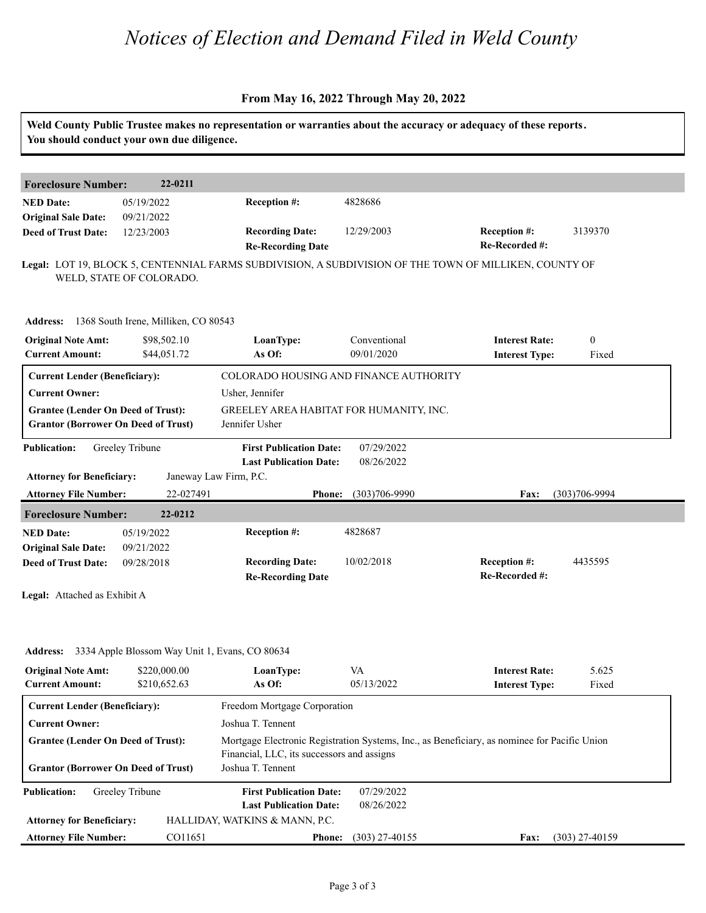# Notices of Election and Demand Filed in Weld County

**From May 16, 2022 Through May 20, 2022**

**Weld County Public Trustee makes no representation or warranties about the accuracy or adequacy of these reports. You should conduct your own due diligence.**

---

## Foreclosure Number: 22-0211

| | | | | | |
|---|---|---|---|---|---|
| **NED Date:** | 05/19/2022 | **Reception #:** | 4828686 | | |
| **Original Sale Date:** | 09/21/2022 | | | | |
| **Deed of Trust Date:** | 12/23/2003 | **Recording Date:** | 12/29/2003 | **Reception #:** | 3139370 |
| | | **Re-Recording Date** | | **Re-Recorded #:** | |

**Legal:** LOT 19, BLOCK 5, CENTENNIAL FARMS SUBDIVISION, A SUBDIVISION OF THE TOWN OF MILLIKEN, COUNTY OF WELD, STATE OF COLORADO.

**Address:** 1368 South Irene, Milliken, CO 80543

| | | | | | |
|---|---|---|---|---|---|
| **Original Note Amt:** | $98,502.10 | **LoanType:** | Conventional | **Interest Rate:** | 0 |
| **Current Amount:** | $44,051.72 | **As Of:** | 09/01/2020 | **Interest Type:** | Fixed |

| | |
|---|---|
| **Current Lender (Beneficiary):** | COLORADO HOUSING AND FINANCE AUTHORITY |
| **Current Owner:** | Usher, Jennifer |
| **Grantee (Lender On Deed of Trust):** | GREELEY AREA HABITAT FOR HUMANITY, INC. |
| **Grantor (Borrower On Deed of Trust)** | Jennifer Usher |

| | | | | | |
|---|---|---|---|---|---|
| **Publication:** | Greeley Tribune | **First Publication Date:** | 07/29/2022 | | |
| | | **Last Publication Date:** | 08/26/2022 | | |
| **Attorney for Beneficiary:** | Janeway Law Firm, P.C. | | | | |
| **Attorney File Number:** | 22-027491 | **Phone:** | (303)706-9990 | **Fax:** | (303)706-9994 |

---

## Foreclosure Number: 22-0212

| | | | | | |
|---|---|---|---|---|---|
| **NED Date:** | 05/19/2022 | **Reception #:** | 4828687 | | |
| **Original Sale Date:** | 09/21/2022 | | | | |
| **Deed of Trust Date:** | 09/28/2018 | **Recording Date:** | 10/02/2018 | **Reception #:** | 4435595 |
| | | **Re-Recording Date** | | **Re-Recorded #:** | |

**Legal:** Attached as Exhibit A

**Address:** 3334 Apple Blossom Way Unit 1, Evans, CO 80634

| | | | | | |
|---|---|---|---|---|---|
| **Original Note Amt:** | $220,000.00 | **LoanType:** | VA | **Interest Rate:** | 5.625 |
| **Current Amount:** | $210,652.63 | **As Of:** | 05/13/2022 | **Interest Type:** | Fixed |

| | |
|---|---|
| **Current Lender (Beneficiary):** | Freedom Mortgage Corporation |
| **Current Owner:** | Joshua T. Tennent |
| **Grantee (Lender On Deed of Trust):** | Mortgage Electronic Registration Systems, Inc., as Beneficiary, as nominee for Pacific Union Financial, LLC, its successors and assigns |
| **Grantor (Borrower On Deed of Trust)** | Joshua T. Tennent |

| | | | | | |
|---|---|---|---|---|---|
| **Publication:** | Greeley Tribune | **First Publication Date:** | 07/29/2022 | | |
| | | **Last Publication Date:** | 08/26/2022 | | |
| **Attorney for Beneficiary:** | HALLIDAY, WATKINS & MANN, P.C. | | | | |
| **Attorney File Number:** | CO11651 | **Phone:** | (303) 27-40155 | **Fax:** | (303) 27-40159 |